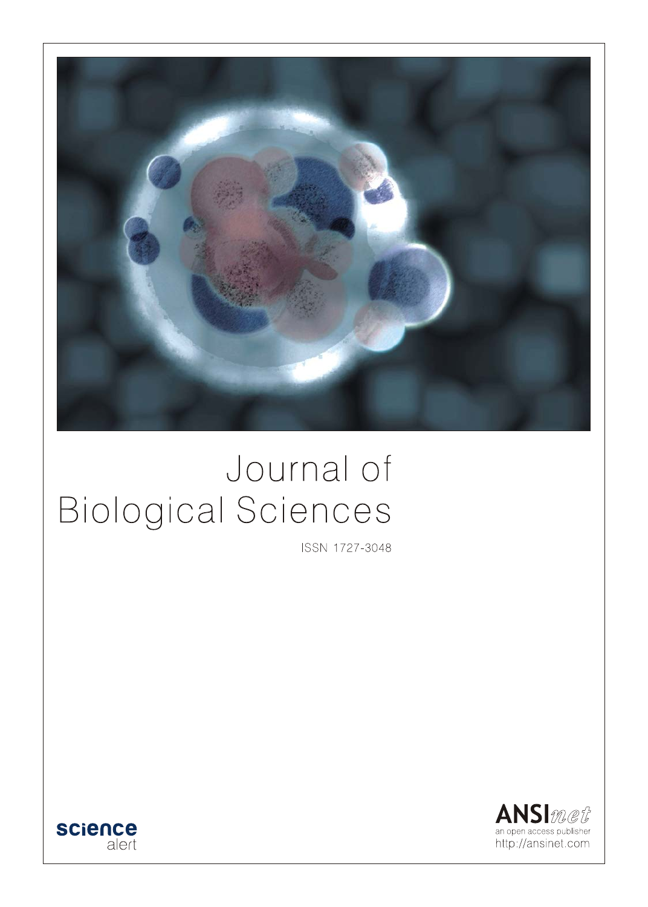# Journal of Biological Sciences

ISSN 1727-3048

science alert

ANSInet
an open access publisher
http://ansinet.com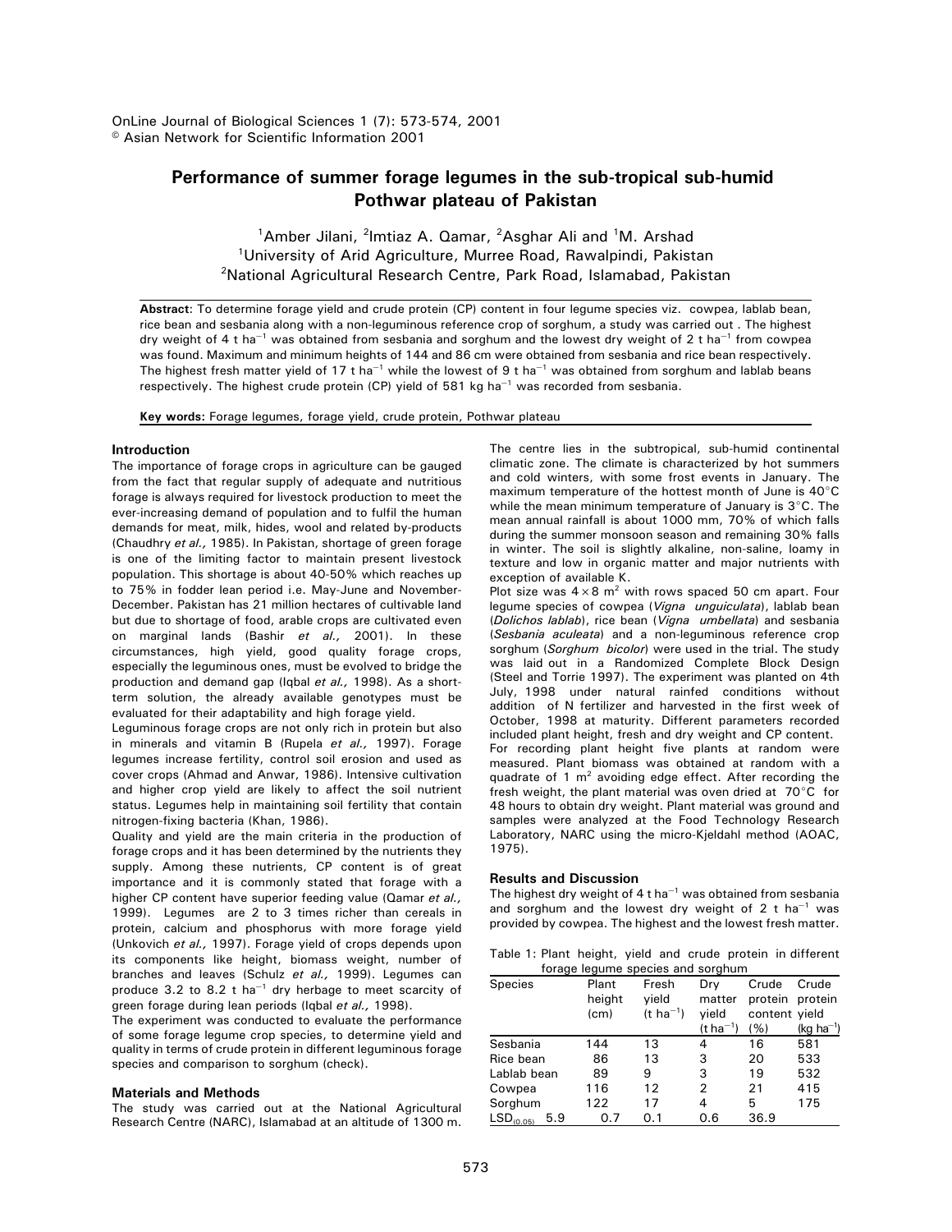OnLine Journal of Biological Sciences 1 (7): 573-574, 2001
© Asian Network for Scientific Information 2001

# Performance of summer forage legumes in the sub-tropical sub-humid Pothwar plateau of Pakistan

[1]Amber Jilani, [2]Imtiaz A. Qamar, [2]Asghar Ali and [1]M. Arshad

[1]University of Arid Agriculture, Murree Road, Rawalpindi, Pakistan
[2]National Agricultural Research Centre, Park Road, Islamabad, Pakistan

**Abstract**: To determine forage yield and crude protein (CP) content in four legume species viz. cowpea, lablab bean, rice bean and sesbania along with a non-leguminous reference crop of sorghum, a study was carried out . The highest dry weight of 4 t $ha^{-1}$ was obtained from sesbania and sorghum and the lowest dry weight of 2 t $ha^{-1}$ from cowpea was found. Maximum and minimum heights of 144 and 86 cm were obtained from sesbania and rice bean respectively. The highest fresh matter yield of 17 t $ha^{-1}$ while the lowest of 9 t $ha^{-1}$ was obtained from sorghum and lablab beans respectively. The highest crude protein (CP) yield of 581 kg $ha^{-1}$ was recorded from sesbania.

**Key words:** Forage legumes, forage yield, crude protein, Pothwar plateau

## Introduction

The importance of forage crops in agriculture can be gauged from the fact that regular supply of adequate and nutritious forage is always required for livestock production to meet the ever-increasing demand of population and to fulfil the human demands for meat, milk, hides, wool and related by-products (Chaudhry *et al.,* 1985). In Pakistan, shortage of green forage is one of the limiting factor to maintain present livestock population. This shortage is about 40-50% which reaches up to 75% in fodder lean period i.e. May-June and November-December. Pakistan has 21 million hectares of cultivable land but due to shortage of food, arable crops are cultivated even on marginal lands (Bashir *et al.,* 2001). In these circumstances, high yield, good quality forage crops, especially the leguminous ones, must be evolved to bridge the production and demand gap (Iqbal *et al.,* 1998). As a short-term solution, the already available genotypes must be evaluated for their adaptability and high forage yield.

Leguminous forage crops are not only rich in protein but also in minerals and vitamin B (Rupela *et al.,* 1997). Forage legumes increase fertility, control soil erosion and used as cover crops (Ahmad and Anwar, 1986). Intensive cultivation and higher crop yield are likely to affect the soil nutrient status. Legumes help in maintaining soil fertility that contain nitrogen-fixing bacteria (Khan, 1986).

Quality and yield are the main criteria in the production of forage crops and it has been determined by the nutrients they supply. Among these nutrients, CP content is of great importance and it is commonly stated that forage with a higher CP content have superior feeding value (Qamar *et al.,* 1999). Legumes are 2 to 3 times richer than cereals in protein, calcium and phosphorus with more forage yield (Unkovich *et al.,* 1997). Forage yield of crops depends upon its components like height, biomass weight, number of branches and leaves (Schulz *et al.,* 1999). Legumes can produce 3.2 to 8.2 t $ha^{-1}$ dry herbage to meet scarcity of green forage during lean periods (Iqbal *et al.,* 1998).

The experiment was conducted to evaluate the performance of some forage legume crop species, to determine yield and quality in terms of crude protein in different leguminous forage species and comparison to sorghum (check).

## Materials and Methods

The study was carried out at the National Agricultural Research Centre (NARC), Islamabad at an altitude of 1300 m. The centre lies in the subtropical, sub-humid continental climatic zone. The climate is characterized by hot summers and cold winters, with some frost events in January. The maximum temperature of the hottest month of June is 40°C while the mean minimum temperature of January is 3°C. The mean annual rainfall is about 1000 mm, 70% of which falls during the summer monsoon season and remaining 30% falls in winter. The soil is slightly alkaline, non-saline, loamy in texture and low in organic matter and major nutrients with exception of available K.

Plot size was $4 \times 8$ $m^2$ with rows spaced 50 cm apart. Four legume species of cowpea (*Vigna unguiculata*), lablab bean (*Dolichos lablab*), rice bean (*Vigna umbellata*) and sesbania (*Sesbania aculeata*) and a non-leguminous reference crop sorghum (*Sorghum bicolor*) were used in the trial. The study was laid out in a Randomized Complete Block Design (Steel and Torrie 1997). The experiment was planted on 4th July, 1998 under natural rainfed conditions without addition of N fertilizer and harvested in the first week of October, 1998 at maturity. Different parameters recorded included plant height, fresh and dry weight and CP content.

For recording plant height five plants at random were measured. Plant biomass was obtained at random with a quadrate of 1 $m^2$ avoiding edge effect. After recording the fresh weight, the plant material was oven dried at 70°C for 48 hours to obtain dry weight. Plant material was ground and samples were analyzed at the Food Technology Research Laboratory, NARC using the micro-Kjeldahl method (AOAC, 1975).

## Results and Discussion

The highest dry weight of 4 t $ha^{-1}$ was obtained from sesbania and sorghum and the lowest dry weight of 2 t $ha^{-1}$ was provided by cowpea. The highest and the lowest fresh matter.

Table 1: Plant height, yield and crude protein in different forage legume species and sorghum

| Species | Plant height (cm) | Fresh yield (t $ha^{-1}$) | Dry matter yield (t $ha^{-1}$) | Crude protein content (%) | Crude protein yield (kg $ha^{-1}$) |
|---|---|---|---|---|---|
| Sesbania | 144 | 13 | 4 | 16 | 581 |
| Rice bean | 86 | 13 | 3 | 20 | 533 |
| Lablab bean | 89 | 9 | 3 | 19 | 532 |
| Cowpea | 116 | 12 | 2 | 21 | 415 |
| Sorghum | 122 | 17 | 4 | 5 | 175 |
| $LSD_{(0.05)}$ | 5.9 | 0.7 | 0.1 | 0.6 | 36.9 |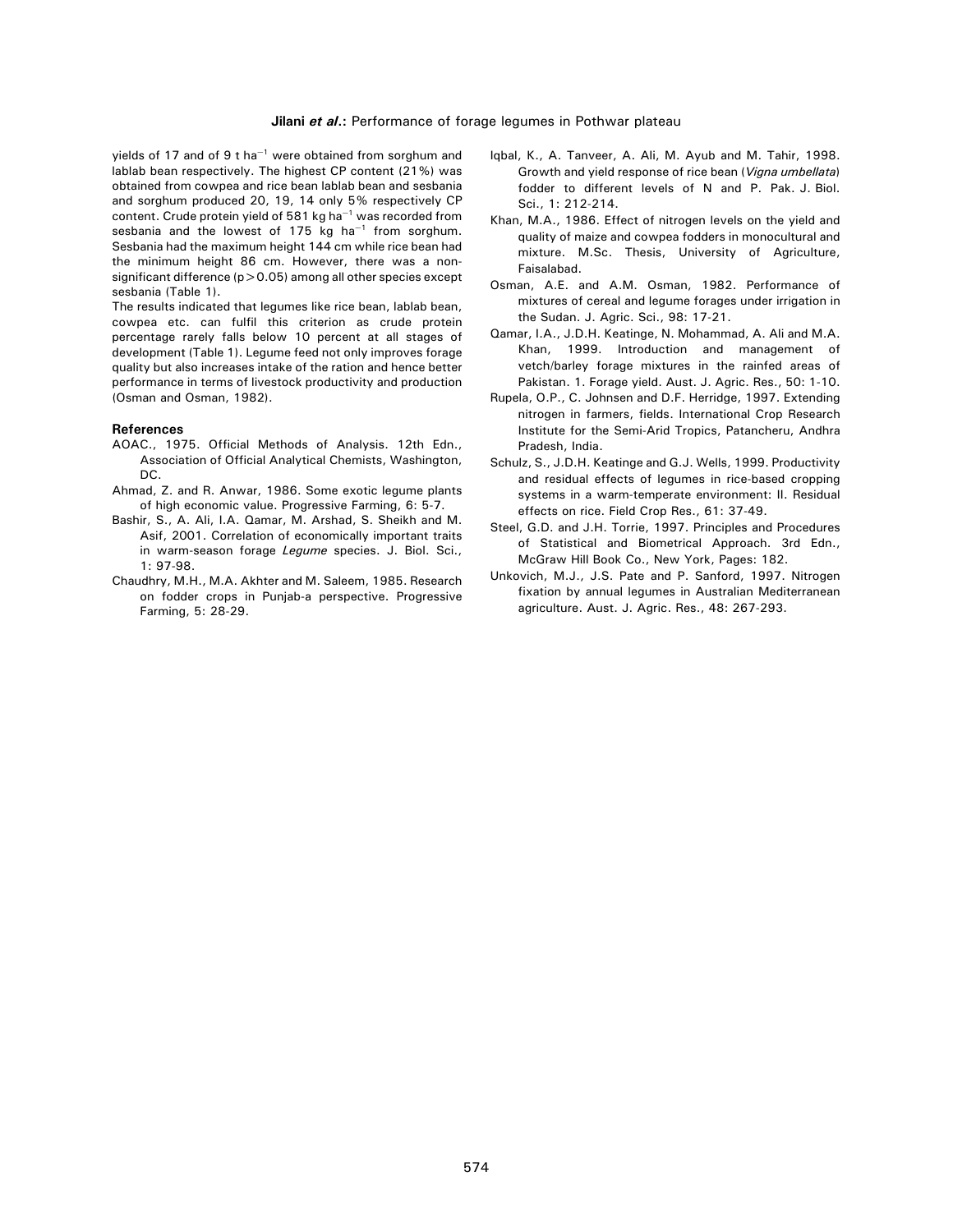yields of 17 and of 9 t ha$^{-1}$ were obtained from sorghum and lablab bean respectively. The highest CP content (21%) was obtained from cowpea and rice bean lablab bean and sesbania and sorghum produced 20, 19, 14 only 5% respectively CP content. Crude protein yield of 581 kg ha$^{-1}$ was recorded from sesbania and the lowest of 175 kg ha$^{-1}$ from sorghum. Sesbania had the maximum height 144 cm while rice bean had the minimum height 86 cm. However, there was a non-significant difference ($p > 0.05$) among all other species except sesbania (Table 1).

The results indicated that legumes like rice bean, lablab bean, cowpea etc. can fulfil this criterion as crude protein percentage rarely falls below 10 percent at all stages of development (Table 1). Legume feed not only improves forage quality but also increases intake of the ration and hence better performance in terms of livestock productivity and production (Osman and Osman, 1982).

## References

AOAC., 1975. Official Methods of Analysis. 12th Edn., Association of Official Analytical Chemists, Washington, DC.

Ahmad, Z. and R. Anwar, 1986. Some exotic legume plants of high economic value. Progressive Farming, 6: 5-7.

Bashir, S., A. Ali, I.A. Qamar, M. Arshad, S. Sheikh and M. Asif, 2001. Correlation of economically important traits in warm-season forage *Legume* species. J. Biol. Sci., 1: 97-98.

Chaudhry, M.H., M.A. Akhter and M. Saleem, 1985. Research on fodder crops in Punjab-a perspective. Progressive Farming, 5: 28-29.

Iqbal, K., A. Tanveer, A. Ali, M. Ayub and M. Tahir, 1998. Growth and yield response of rice bean (*Vigna umbellata*) fodder to different levels of N and P. Pak. J. Biol. Sci., 1: 212-214.

Khan, M.A., 1986. Effect of nitrogen levels on the yield and quality of maize and cowpea fodders in monocultural and mixture. M.Sc. Thesis, University of Agriculture, Faisalabad.

Osman, A.E. and A.M. Osman, 1982. Performance of mixtures of cereal and legume forages under irrigation in the Sudan. J. Agric. Sci., 98: 17-21.

Qamar, I.A., J.D.H. Keatinge, N. Mohammad, A. Ali and M.A. Khan, 1999. Introduction and management of vetch/barley forage mixtures in the rainfed areas of Pakistan. 1. Forage yield. Aust. J. Agric. Res., 50: 1-10.

Rupela, O.P., C. Johnsen and D.F. Herridge, 1997. Extending nitrogen in farmers, fields. International Crop Research Institute for the Semi-Arid Tropics, Patancheru, Andhra Pradesh, India.

Schulz, S., J.D.H. Keatinge and G.J. Wells, 1999. Productivity and residual effects of legumes in rice-based cropping systems in a warm-temperate environment: II. Residual effects on rice. Field Crop Res., 61: 37-49.

Steel, G.D. and J.H. Torrie, 1997. Principles and Procedures of Statistical and Biometrical Approach. 3rd Edn., McGraw Hill Book Co., New York, Pages: 182.

Unkovich, M.J., J.S. Pate and P. Sanford, 1997. Nitrogen fixation by annual legumes in Australian Mediterranean agriculture. Aust. J. Agric. Res., 48: 267-293.